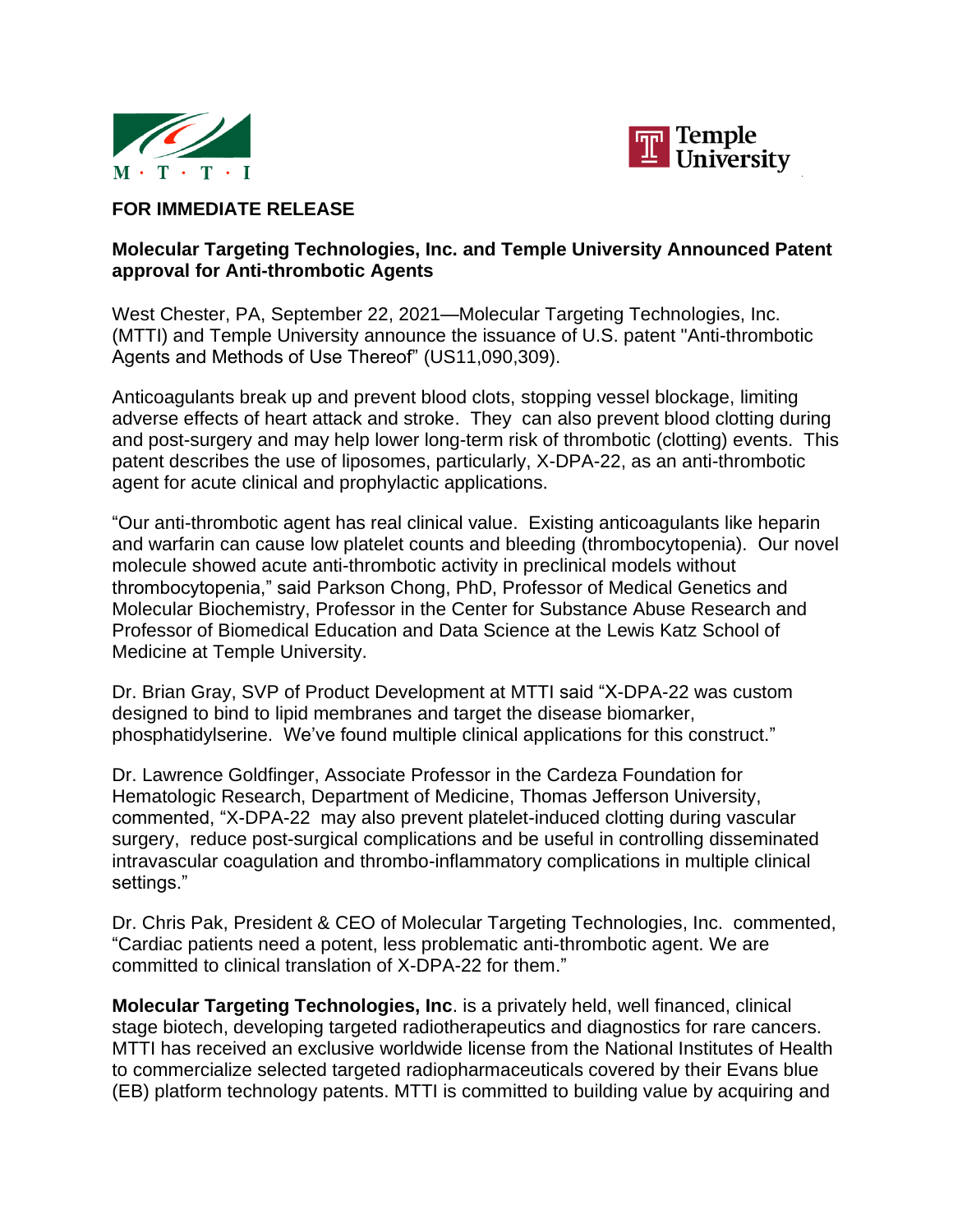**FOR IMMEDIATE RELEASE**

**Molecular Targeting Technologies, Inc. and Temple University Announced Patent approval for Anti-thrombotic Agents**

West Chester, PA, September 22, 2021—Molecular Targeting Technologies, Inc. (MTTI) and Temple University announce the issuance of U.S. patent "Anti-thrombotic Agents and Methods of Use Thereof" (US11,090,309).

Anticoagulants break up and prevent blood clots, stopping vessel blockage, limiting adverse effects of heart attack and stroke. They can also prevent blood clotting during and post-surgery and may help lower long-term risk of thrombotic (clotting) events. This patent describes the use of liposomes, particularly, X-DPA-22, as an anti-thrombotic agent for acute clinical and prophylactic applications.

"Our anti-thrombotic agent has real clinical value. Existing anticoagulants like heparin and warfarin can cause low platelet counts and bleeding (thrombocytopenia). Our novel molecule showed acute anti-thrombotic activity in preclinical models without thrombocytopenia," said Parkson Chong, PhD, Professor of Medical Genetics and Molecular Biochemistry, Professor in the Center for Substance Abuse Research and Professor of Biomedical Education and Data Science at the Lewis Katz School of Medicine at Temple University.

Dr. Brian Gray, SVP of Product Development at MTTI said "X-DPA-22 was custom designed to bind to lipid membranes and target the disease biomarker, phosphatidylserine. We've found multiple clinical applications for this construct."

Dr. Lawrence Goldfinger, Associate Professor in the Cardeza Foundation for Hematologic Research, Department of Medicine, Thomas Jefferson University, commented, "X-DPA-22 may also prevent platelet-induced clotting during vascular surgery, reduce post-surgical complications and be useful in controlling disseminated intravascular coagulation and thrombo-inflammatory complications in multiple clinical settings."

Dr. Chris Pak, President & CEO of Molecular Targeting Technologies, Inc. commented, "Cardiac patients need a potent, less problematic anti-thrombotic agent. We are committed to clinical translation of X-DPA-22 for them."

**Molecular Targeting Technologies, Inc**. is a privately held, well financed, clinical stage biotech, developing targeted radiotherapeutics and diagnostics for rare cancers. MTTI has received an exclusive worldwide license from the National Institutes of Health to commercialize selected targeted radiopharmaceuticals covered by their Evans blue (EB) platform technology patents. MTTI is committed to building value by acquiring and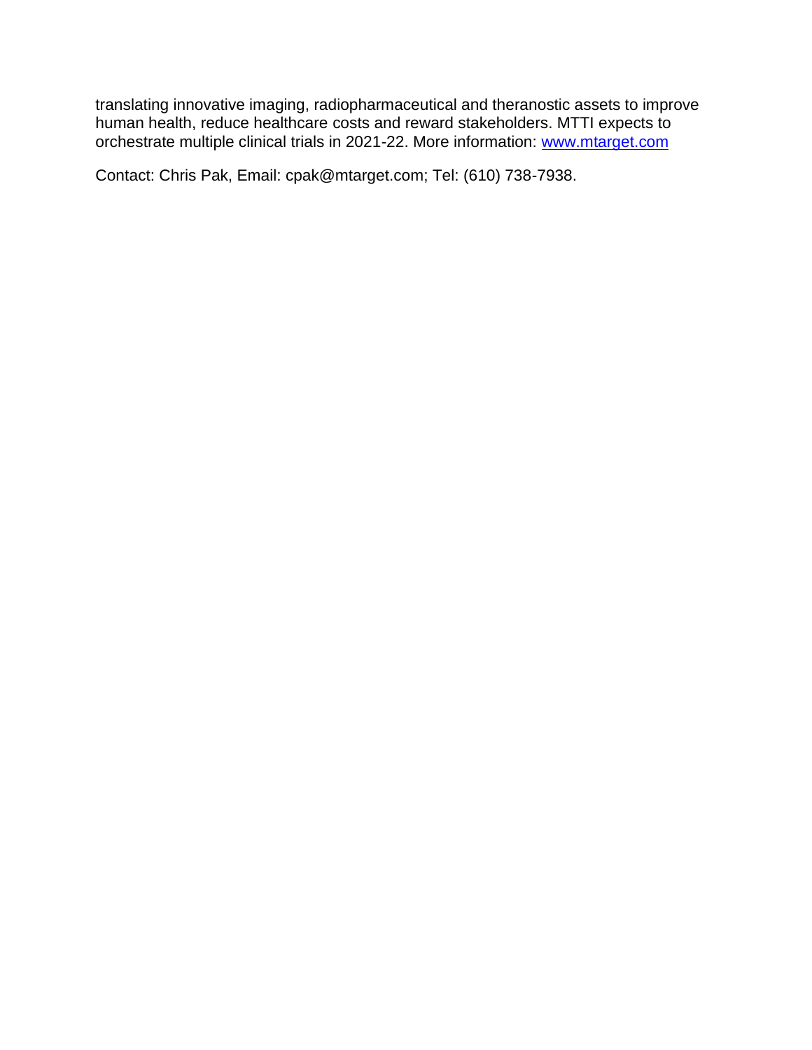translating innovative imaging, radiopharmaceutical and theranostic assets to improve human health, reduce healthcare costs and reward stakeholders. MTTI expects to orchestrate multiple clinical trials in 2021-22. More information: [www.mtarget.com](http://www.mtarget.com)

Contact: Chris Pak, Email: cpak@mtarget.com; Tel: (610) 738-7938.